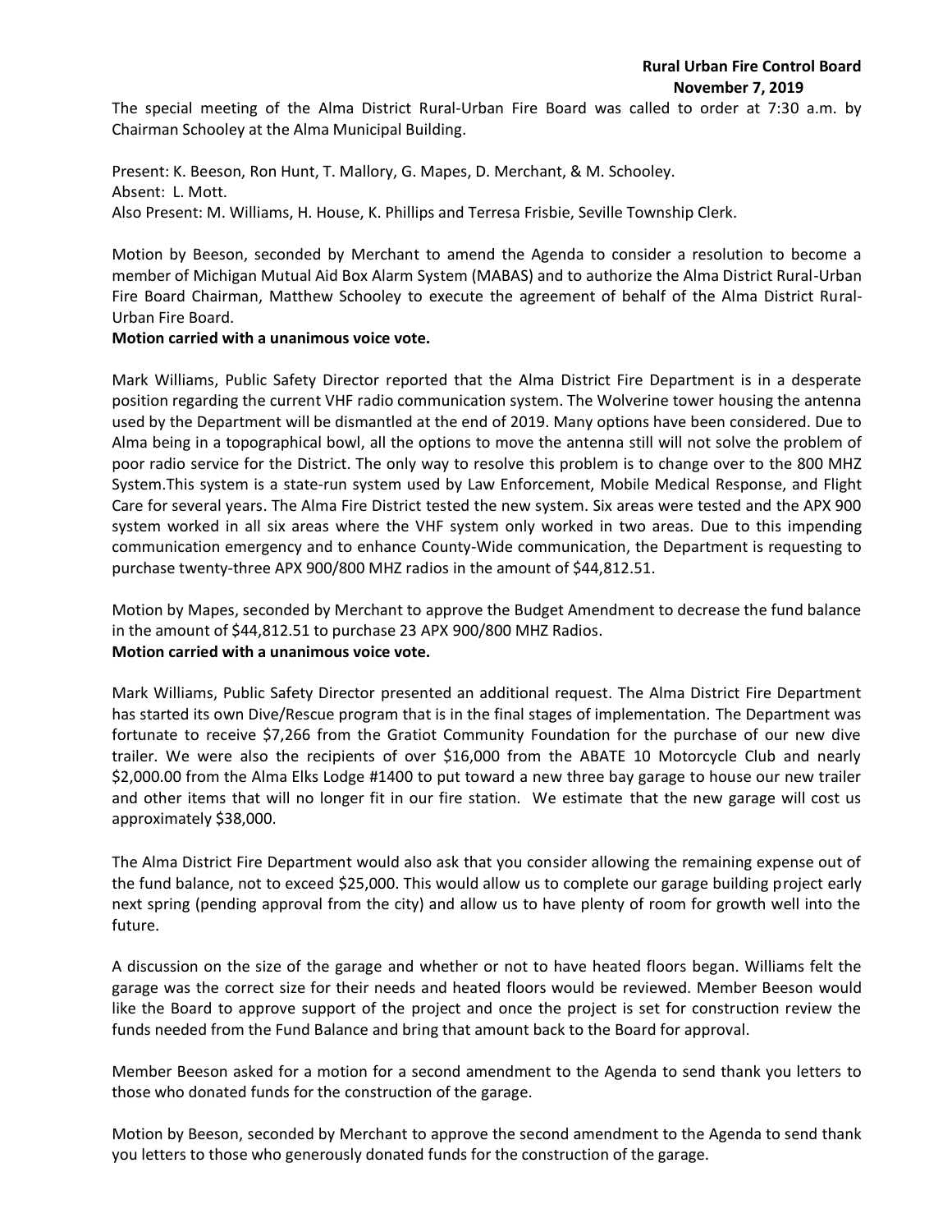**Rural Urban Fire Control Board**
**November 7, 2019**

The special meeting of the Alma District Rural-Urban Fire Board was called to order at 7:30 a.m. by Chairman Schooley at the Alma Municipal Building.

Present: K. Beeson, Ron Hunt, T. Mallory, G. Mapes, D. Merchant, & M. Schooley.
Absent: L. Mott.
Also Present: M. Williams, H. House, K. Phillips and Terresa Frisbie, Seville Township Clerk.

Motion by Beeson, seconded by Merchant to amend the Agenda to consider a resolution to become a member of Michigan Mutual Aid Box Alarm System (MABAS) and to authorize the Alma District Rural-Urban Fire Board Chairman, Matthew Schooley to execute the agreement of behalf of the Alma District Rural-Urban Fire Board.
**Motion carried with a unanimous voice vote.**

Mark Williams, Public Safety Director reported that the Alma District Fire Department is in a desperate position regarding the current VHF radio communication system. The Wolverine tower housing the antenna used by the Department will be dismantled at the end of 2019. Many options have been considered. Due to Alma being in a topographical bowl, all the options to move the antenna still will not solve the problem of poor radio service for the District. The only way to resolve this problem is to change over to the 800 MHZ System.This system is a state-run system used by Law Enforcement, Mobile Medical Response, and Flight Care for several years. The Alma Fire District tested the new system. Six areas were tested and the APX 900 system worked in all six areas where the VHF system only worked in two areas. Due to this impending communication emergency and to enhance County-Wide communication, the Department is requesting to purchase twenty-three APX 900/800 MHZ radios in the amount of $44,812.51.

Motion by Mapes, seconded by Merchant to approve the Budget Amendment to decrease the fund balance in the amount of $44,812.51 to purchase 23 APX 900/800 MHZ Radios.
**Motion carried with a unanimous voice vote.**

Mark Williams, Public Safety Director presented an additional request. The Alma District Fire Department has started its own Dive/Rescue program that is in the final stages of implementation. The Department was fortunate to receive $7,266 from the Gratiot Community Foundation for the purchase of our new dive trailer. We were also the recipients of over $16,000 from the ABATE 10 Motorcycle Club and nearly $2,000.00 from the Alma Elks Lodge #1400 to put toward a new three bay garage to house our new trailer and other items that will no longer fit in our fire station. We estimate that the new garage will cost us approximately $38,000.

The Alma District Fire Department would also ask that you consider allowing the remaining expense out of the fund balance, not to exceed $25,000. This would allow us to complete our garage building project early next spring (pending approval from the city) and allow us to have plenty of room for growth well into the future.

A discussion on the size of the garage and whether or not to have heated floors began. Williams felt the garage was the correct size for their needs and heated floors would be reviewed. Member Beeson would like the Board to approve support of the project and once the project is set for construction review the funds needed from the Fund Balance and bring that amount back to the Board for approval.

Member Beeson asked for a motion for a second amendment to the Agenda to send thank you letters to those who donated funds for the construction of the garage.

Motion by Beeson, seconded by Merchant to approve the second amendment to the Agenda to send thank you letters to those who generously donated funds for the construction of the garage.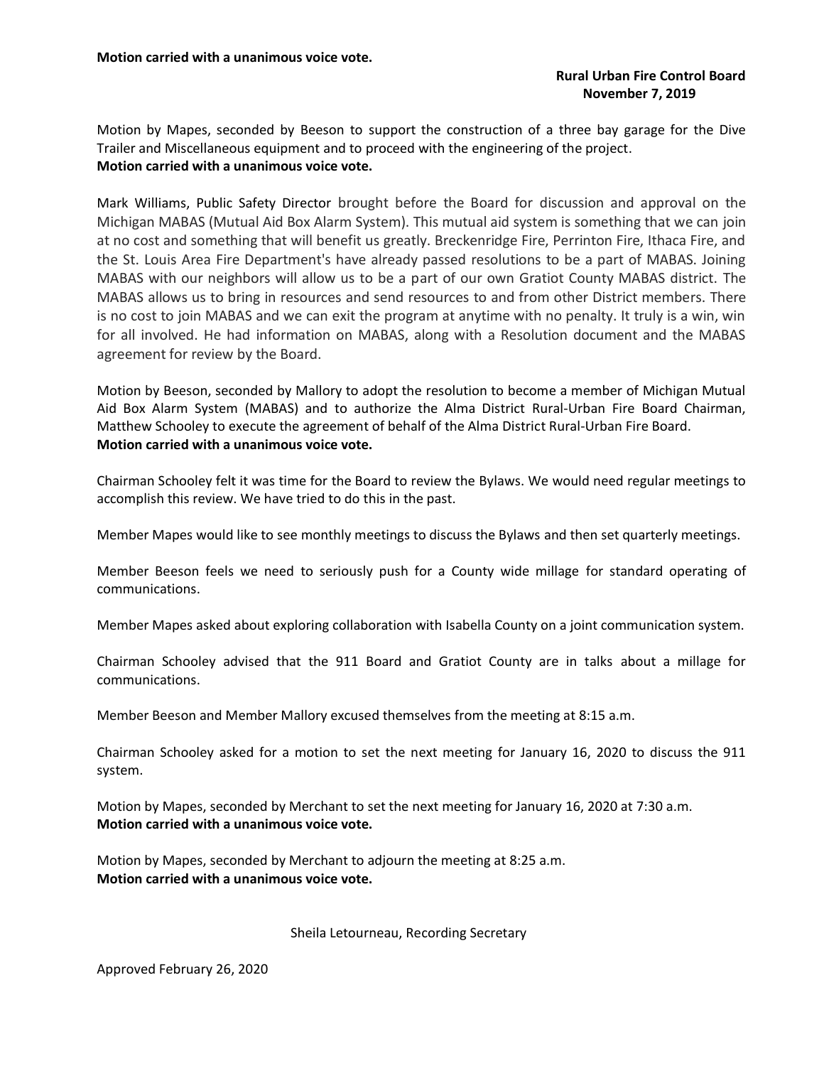**Motion carried with a unanimous voice vote.**

Motion by Mapes, seconded by Beeson to support the construction of a three bay garage for the Dive Trailer and Miscellaneous equipment and to proceed with the engineering of the project.
**Motion carried with a unanimous voice vote.**

Mark Williams, Public Safety Director brought before the Board for discussion and approval on the Michigan MABAS (Mutual Aid Box Alarm System). This mutual aid system is something that we can join at no cost and something that will benefit us greatly. Breckenridge Fire, Perrinton Fire, Ithaca Fire, and the St. Louis Area Fire Department's have already passed resolutions to be a part of MABAS. Joining MABAS with our neighbors will allow us to be a part of our own Gratiot County MABAS district. The MABAS allows us to bring in resources and send resources to and from other District members. There is no cost to join MABAS and we can exit the program at anytime with no penalty. It truly is a win, win for all involved. He had information on MABAS, along with a Resolution document and the MABAS agreement for review by the Board.

Motion by Beeson, seconded by Mallory to adopt the resolution to become a member of Michigan Mutual Aid Box Alarm System (MABAS) and to authorize the Alma District Rural-Urban Fire Board Chairman, Matthew Schooley to execute the agreement of behalf of the Alma District Rural-Urban Fire Board.
**Motion carried with a unanimous voice vote.**

Chairman Schooley felt it was time for the Board to review the Bylaws. We would need regular meetings to accomplish this review. We have tried to do this in the past.

Member Mapes would like to see monthly meetings to discuss the Bylaws and then set quarterly meetings.

Member Beeson feels we need to seriously push for a County wide millage for standard operating of communications.

Member Mapes asked about exploring collaboration with Isabella County on a joint communication system.

Chairman Schooley advised that the 911 Board and Gratiot County are in talks about a millage for communications.

Member Beeson and Member Mallory excused themselves from the meeting at 8:15 a.m.

Chairman Schooley asked for a motion to set the next meeting for January 16, 2020 to discuss the 911 system.

Motion by Mapes, seconded by Merchant to set the next meeting for January 16, 2020 at 7:30 a.m.
**Motion carried with a unanimous voice vote.**

Motion by Mapes, seconded by Merchant to adjourn the meeting at 8:25 a.m.
**Motion carried with a unanimous voice vote.**

Sheila Letourneau, Recording Secretary

Approved February 26, 2020